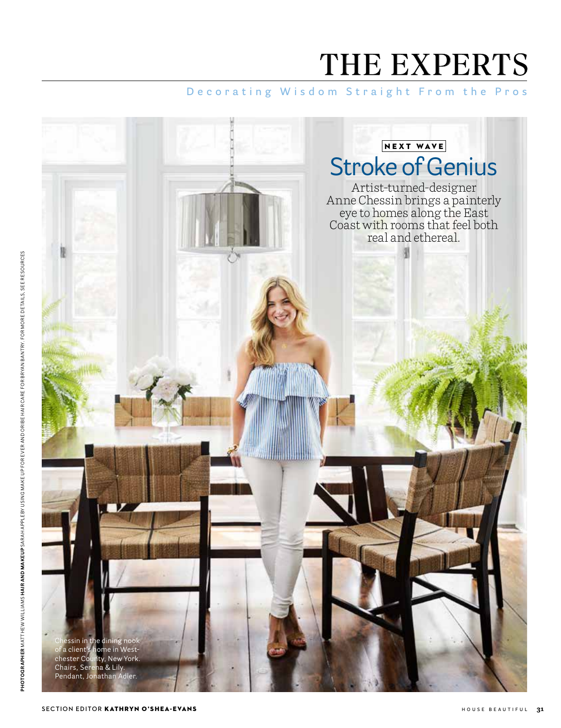# THE EXPERTS

Decorating Wisdom Straight From the Pros

NEXT WAVE

## Stroke of Genius

Artist-turned-designer Anne Chessin brings a painterly eye to homes along the East Coast with rooms that feel both real and ethereal.

Chessin in the dining nook of a client's home in Westchester County, New York. Chairs, Serena & Lily. Pendant, Jonathan Adler.

**PHOTOGRAPHER** MATTHEW WILLIAMS **HAIR AND MAKEUP** SARAH APPLEBY USING MAKE UP FOREVER AND ORIBE HAIR CARE FOR BRYAN BANTRY. FOR MORE DETAILS, SEE RESOURCES

SECTION EDITOR **KATHRYN O'SHEA-EVANS**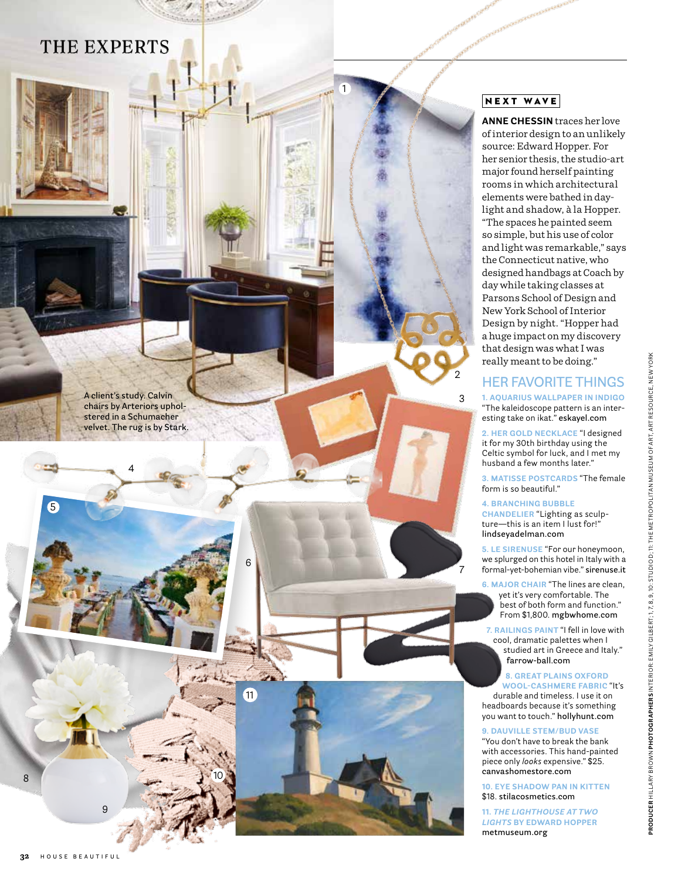# THE EXPERTS

A client's study. Calvin chairs by Arteriors upholstered in a Schumacher velvet. The rug is by Stark.

## NEXT WAVE

**ANNE CHESSIN** traces her love of interior design to an unlikely source: Edward Hopper. For her senior thesis, the studio-art major found herself painting rooms in which architectural elements were bathed in daylight and shadow, à la Hopper. "The spaces he painted seem so simple, but his use of color and light was remarkable," says the Connecticut native, who designed handbags at Coach by day while taking classes at Parsons School of Design and New York School of Interior Design by night. "Hopper had a huge impact on my discovery that design was what I was really meant to be doing."

## HER FAVORITE THINGS

**1. AQUARIUS WALLPAPER IN INDIGO** "The kaleidoscope pattern is an interesting take on ikat." eskayel.com

**2. HER GOLD NECKLACE** "I designed it for my 30th birthday using the Celtic symbol for luck, and I met my husband a few months later."

**3. MATISSE POSTCARDS** "The female form is so beautiful."

**4. BRANCHING BUBBLE CHANDELIER** "Lighting as sculpture—this is an item I lust for!" lindseyadelman.com

**5. LE SIRENUSE** "For our honeymoon, we splurged on this hotel in Italy with a formal-yet-bohemian vibe." sirenuse.it

**6. MAJOR CHAIR** "The lines are clean, yet it's very comfortable. The best of both form and function." From $1,800. mgbwhome.com

**7. RAILINGS PAINT** "I fell in love with cool, dramatic palettes when I studied art in Greece and Italy." farrow-ball.com

**8. GREAT PLAINS OXFORD WOOL-CASHMERE FABRIC** "It's durable and timeless. I use it on headboards because it's something you want to touch." hollyhunt.com

**9. DAUVILLE STEM/BUD VASE** "You don't have to break the bank with accessories. This hand-painted piece only *looks* expensive." $25. canvashomestore.com

**10. EYE SHADOW PAN IN KITTEN** $18. stilacosmetics.com

**11. *THE LIGHTHOUSE AT TWO LIGHTS* BY EDWARD HOPPER** metmuseum.org

**PRODUCER** HILLARY BROWN **PHOTOGRAPHERS** INTERIOR: EMILY GILBERT; 1, 7, 8, 9, 10: STUDIO D; 11: THE METROPOLITAN MUSEUM OF ART, ART RESOURCE, NEW YORK